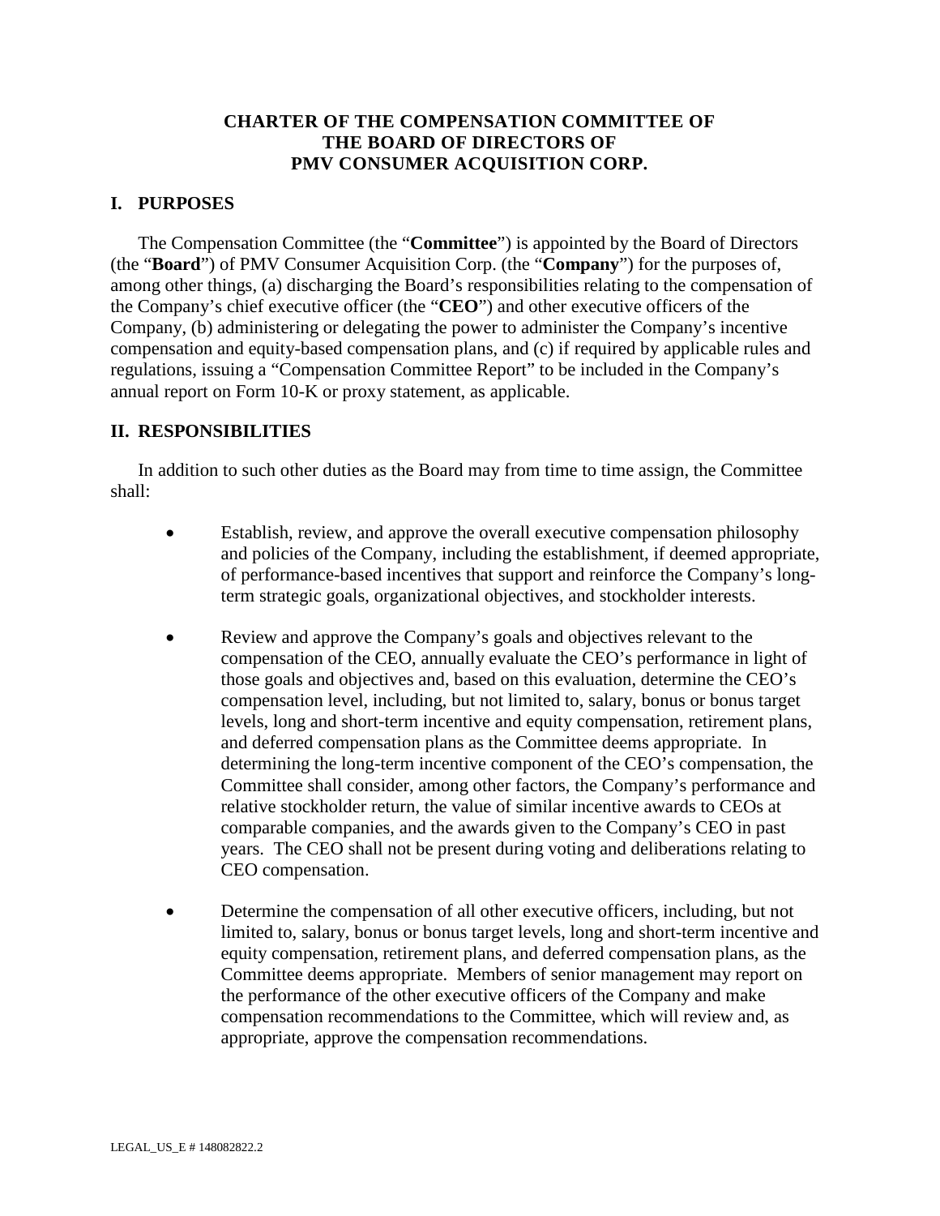# CHARTER OF THE COMPENSATION COMMITTEE OF THE BOARD OF DIRECTORS OF PMV CONSUMER ACQUISITION CORP.

## I. PURPOSES

The Compensation Committee (the "**Committee**") is appointed by the Board of Directors (the "**Board**") of PMV Consumer Acquisition Corp. (the "**Company**") for the purposes of, among other things, (a) discharging the Board's responsibilities relating to the compensation of the Company's chief executive officer (the "**CEO**") and other executive officers of the Company, (b) administering or delegating the power to administer the Company's incentive compensation and equity-based compensation plans, and (c) if required by applicable rules and regulations, issuing a "Compensation Committee Report" to be included in the Company's annual report on Form 10-K or proxy statement, as applicable.

## II. RESPONSIBILITIES

In addition to such other duties as the Board may from time to time assign, the Committee shall:

- Establish, review, and approve the overall executive compensation philosophy and policies of the Company, including the establishment, if deemed appropriate, of performance-based incentives that support and reinforce the Company's long-term strategic goals, organizational objectives, and stockholder interests.

- Review and approve the Company's goals and objectives relevant to the compensation of the CEO, annually evaluate the CEO's performance in light of those goals and objectives and, based on this evaluation, determine the CEO's compensation level, including, but not limited to, salary, bonus or bonus target levels, long and short-term incentive and equity compensation, retirement plans, and deferred compensation plans as the Committee deems appropriate. In determining the long-term incentive component of the CEO's compensation, the Committee shall consider, among other factors, the Company's performance and relative stockholder return, the value of similar incentive awards to CEOs at comparable companies, and the awards given to the Company's CEO in past years. The CEO shall not be present during voting and deliberations relating to CEO compensation.

- Determine the compensation of all other executive officers, including, but not limited to, salary, bonus or bonus target levels, long and short-term incentive and equity compensation, retirement plans, and deferred compensation plans, as the Committee deems appropriate. Members of senior management may report on the performance of the other executive officers of the Company and make compensation recommendations to the Committee, which will review and, as appropriate, approve the compensation recommendations.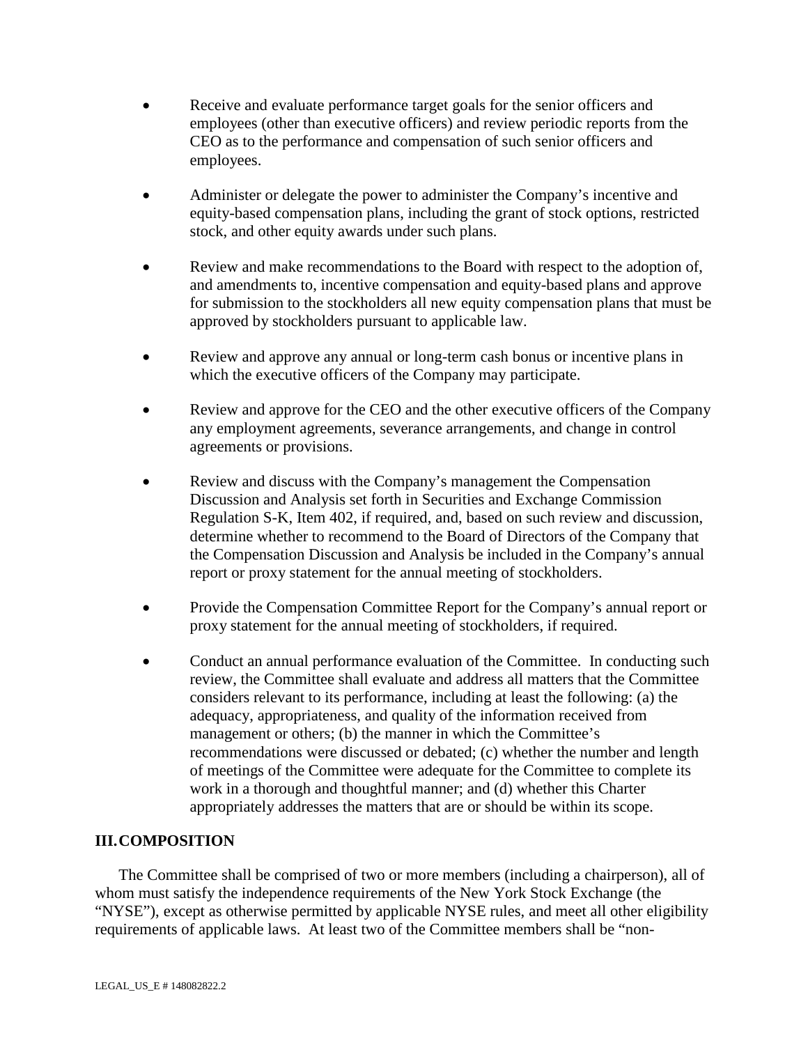- Receive and evaluate performance target goals for the senior officers and employees (other than executive officers) and review periodic reports from the CEO as to the performance and compensation of such senior officers and employees.

- Administer or delegate the power to administer the Company's incentive and equity-based compensation plans, including the grant of stock options, restricted stock, and other equity awards under such plans.

- Review and make recommendations to the Board with respect to the adoption of, and amendments to, incentive compensation and equity-based plans and approve for submission to the stockholders all new equity compensation plans that must be approved by stockholders pursuant to applicable law.

- Review and approve any annual or long-term cash bonus or incentive plans in which the executive officers of the Company may participate.

- Review and approve for the CEO and the other executive officers of the Company any employment agreements, severance arrangements, and change in control agreements or provisions.

- Review and discuss with the Company's management the Compensation Discussion and Analysis set forth in Securities and Exchange Commission Regulation S-K, Item 402, if required, and, based on such review and discussion, determine whether to recommend to the Board of Directors of the Company that the Compensation Discussion and Analysis be included in the Company's annual report or proxy statement for the annual meeting of stockholders.

- Provide the Compensation Committee Report for the Company's annual report or proxy statement for the annual meeting of stockholders, if required.

- Conduct an annual performance evaluation of the Committee. In conducting such review, the Committee shall evaluate and address all matters that the Committee considers relevant to its performance, including at least the following: (a) the adequacy, appropriateness, and quality of the information received from management or others; (b) the manner in which the Committee's recommendations were discussed or debated; (c) whether the number and length of meetings of the Committee were adequate for the Committee to complete its work in a thorough and thoughtful manner; and (d) whether this Charter appropriately addresses the matters that are or should be within its scope.

## III. COMPOSITION

The Committee shall be comprised of two or more members (including a chairperson), all of whom must satisfy the independence requirements of the New York Stock Exchange (the "NYSE"), except as otherwise permitted by applicable NYSE rules, and meet all other eligibility requirements of applicable laws. At least two of the Committee members shall be "non-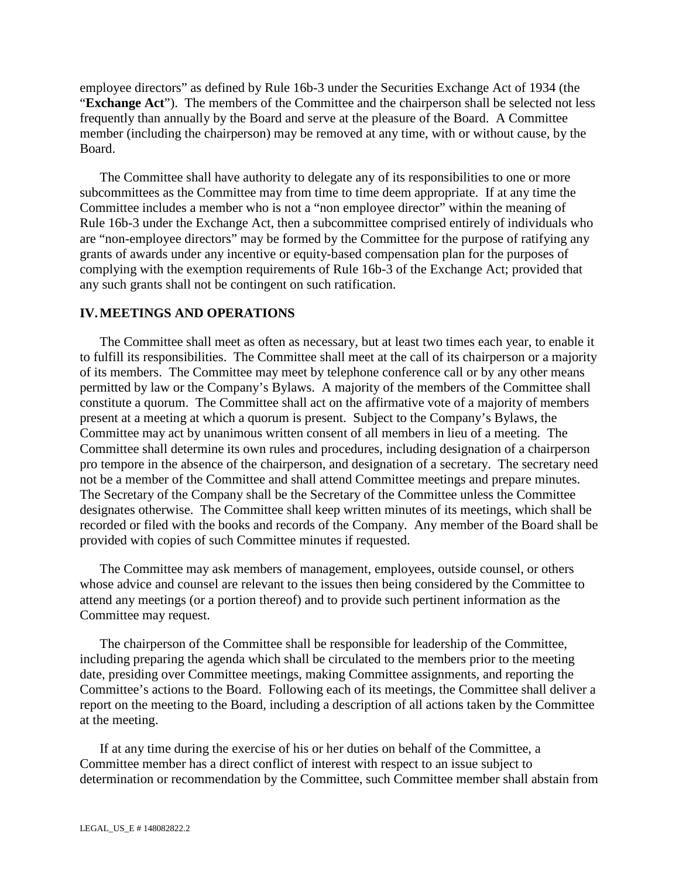employee directors" as defined by Rule 16b-3 under the Securities Exchange Act of 1934 (the "**Exchange Act**"). The members of the Committee and the chairperson shall be selected not less frequently than annually by the Board and serve at the pleasure of the Board. A Committee member (including the chairperson) may be removed at any time, with or without cause, by the Board.

The Committee shall have authority to delegate any of its responsibilities to one or more subcommittees as the Committee may from time to time deem appropriate. If at any time the Committee includes a member who is not a "non employee director" within the meaning of Rule 16b-3 under the Exchange Act, then a subcommittee comprised entirely of individuals who are "non-employee directors" may be formed by the Committee for the purpose of ratifying any grants of awards under any incentive or equity-based compensation plan for the purposes of complying with the exemption requirements of Rule 16b-3 of the Exchange Act; provided that any such grants shall not be contingent on such ratification.

## IV. MEETINGS AND OPERATIONS

The Committee shall meet as often as necessary, but at least two times each year, to enable it to fulfill its responsibilities. The Committee shall meet at the call of its chairperson or a majority of its members. The Committee may meet by telephone conference call or by any other means permitted by law or the Company's Bylaws. A majority of the members of the Committee shall constitute a quorum. The Committee shall act on the affirmative vote of a majority of members present at a meeting at which a quorum is present. Subject to the Company's Bylaws, the Committee may act by unanimous written consent of all members in lieu of a meeting. The Committee shall determine its own rules and procedures, including designation of a chairperson pro tempore in the absence of the chairperson, and designation of a secretary. The secretary need not be a member of the Committee and shall attend Committee meetings and prepare minutes. The Secretary of the Company shall be the Secretary of the Committee unless the Committee designates otherwise. The Committee shall keep written minutes of its meetings, which shall be recorded or filed with the books and records of the Company. Any member of the Board shall be provided with copies of such Committee minutes if requested.

The Committee may ask members of management, employees, outside counsel, or others whose advice and counsel are relevant to the issues then being considered by the Committee to attend any meetings (or a portion thereof) and to provide such pertinent information as the Committee may request.

The chairperson of the Committee shall be responsible for leadership of the Committee, including preparing the agenda which shall be circulated to the members prior to the meeting date, presiding over Committee meetings, making Committee assignments, and reporting the Committee's actions to the Board. Following each of its meetings, the Committee shall deliver a report on the meeting to the Board, including a description of all actions taken by the Committee at the meeting.

If at any time during the exercise of his or her duties on behalf of the Committee, a Committee member has a direct conflict of interest with respect to an issue subject to determination or recommendation by the Committee, such Committee member shall abstain from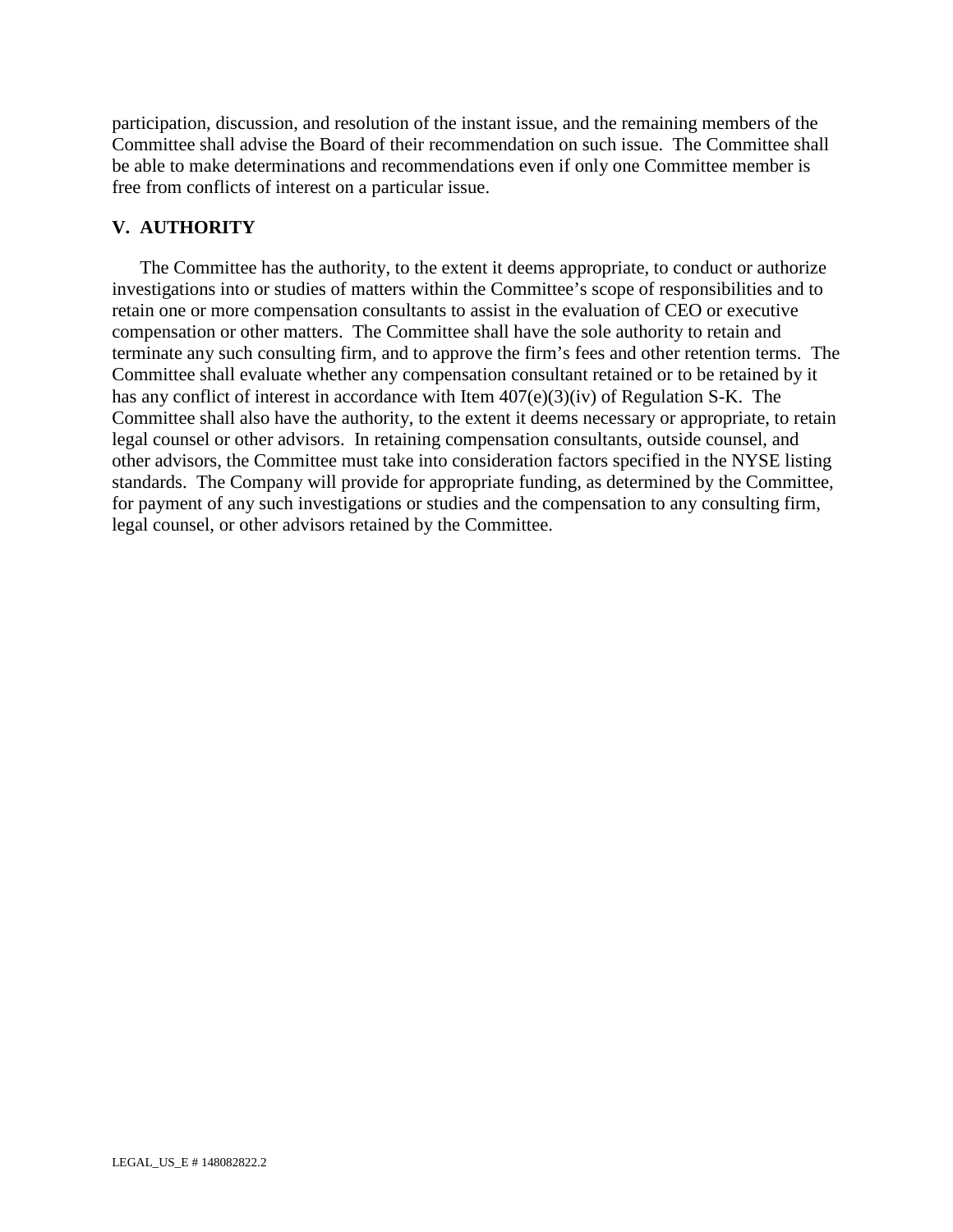participation, discussion, and resolution of the instant issue, and the remaining members of the Committee shall advise the Board of their recommendation on such issue. The Committee shall be able to make determinations and recommendations even if only one Committee member is free from conflicts of interest on a particular issue.

## V. AUTHORITY

The Committee has the authority, to the extent it deems appropriate, to conduct or authorize investigations into or studies of matters within the Committee's scope of responsibilities and to retain one or more compensation consultants to assist in the evaluation of CEO or executive compensation or other matters. The Committee shall have the sole authority to retain and terminate any such consulting firm, and to approve the firm's fees and other retention terms. The Committee shall evaluate whether any compensation consultant retained or to be retained by it has any conflict of interest in accordance with Item 407(e)(3)(iv) of Regulation S-K. The Committee shall also have the authority, to the extent it deems necessary or appropriate, to retain legal counsel or other advisors. In retaining compensation consultants, outside counsel, and other advisors, the Committee must take into consideration factors specified in the NYSE listing standards. The Company will provide for appropriate funding, as determined by the Committee, for payment of any such investigations or studies and the compensation to any consulting firm, legal counsel, or other advisors retained by the Committee.